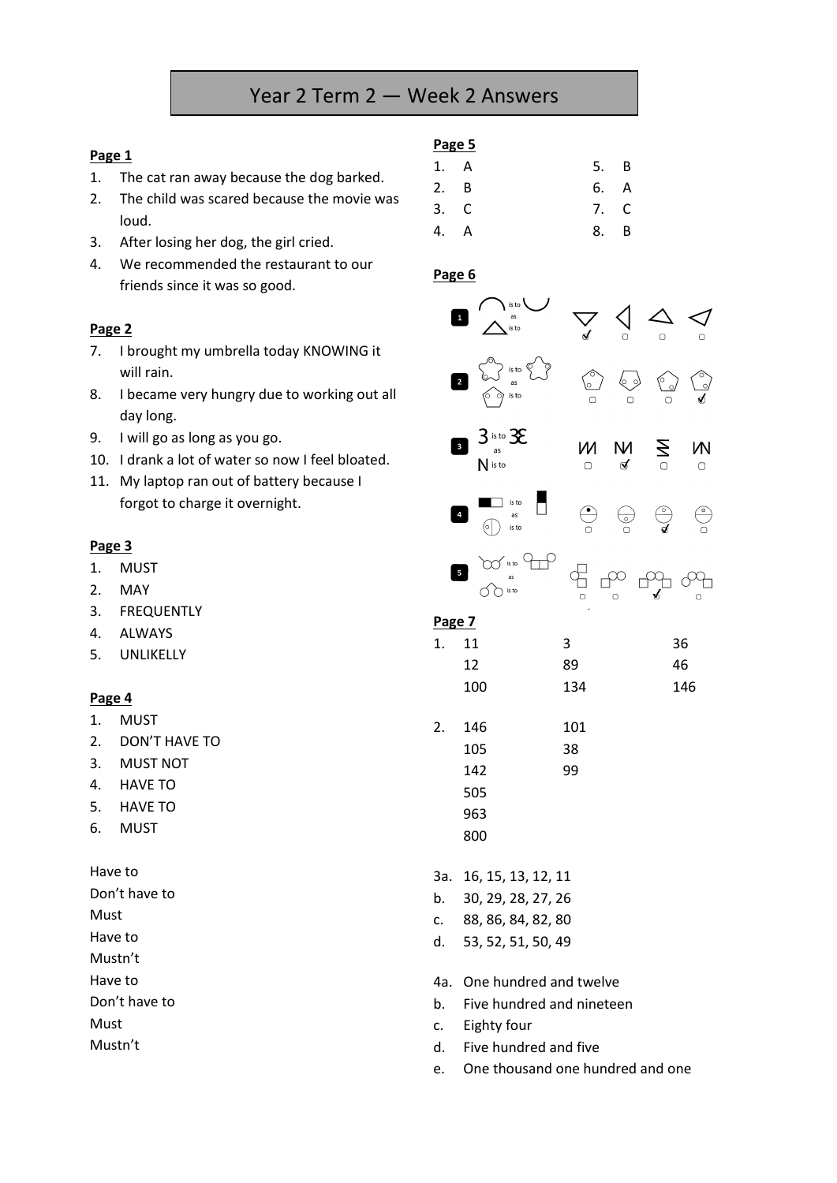# Year 2 Term 2 — Week 2 Answers

**Page 1**

1. The cat ran away because the dog barked.
2. The child was scared because the movie was loud.
3. After losing her dog, the girl cried.
4. We recommended the restaurant to our friends since it was so good.

**Page 2**

7. I brought my umbrella today KNOWING it will rain.
8. I became very hungry due to working out all day long.
9. I will go as long as you go.
10. I drank a lot of water so now I feel bloated.
11. My laptop ran out of battery because I forgot to charge it overnight.

**Page 3**

1. MUST
2. MAY
3. FREQUENTLY
4. ALWAYS
5. UNLIKELLY

**Page 4**

1. MUST
2. DON'T HAVE TO
3. MUST NOT
4. HAVE TO
5. HAVE TO
6. MUST

Have to
Don't have to
Must
Have to
Mustn't
Have to
Don't have to
Must
Mustn't

**Page 5**

1. A
2. B
3. C
4. A
5. B
6. A
7. C
8. B

**Page 6**

1. is to as is to — first option ticked
2. is to as is to — fourth option ticked
3. 3 is to Ɛ3 as N is to — second option ticked
4. is to as is to — third option ticked
5. is to as is to — third option ticked

**Page 7**

1. 11, 3, 36
   12, 89, 46
   100, 134, 146

2. 146, 101
   105, 38
   142, 99
   505
   963
   800

3a. 16, 15, 13, 12, 11
b. 30, 29, 28, 27, 26
c. 88, 86, 84, 82, 80
d. 53, 52, 51, 50, 49

4a. One hundred and twelve
b. Five hundred and nineteen
c. Eighty four
d. Five hundred and five
e. One thousand one hundred and one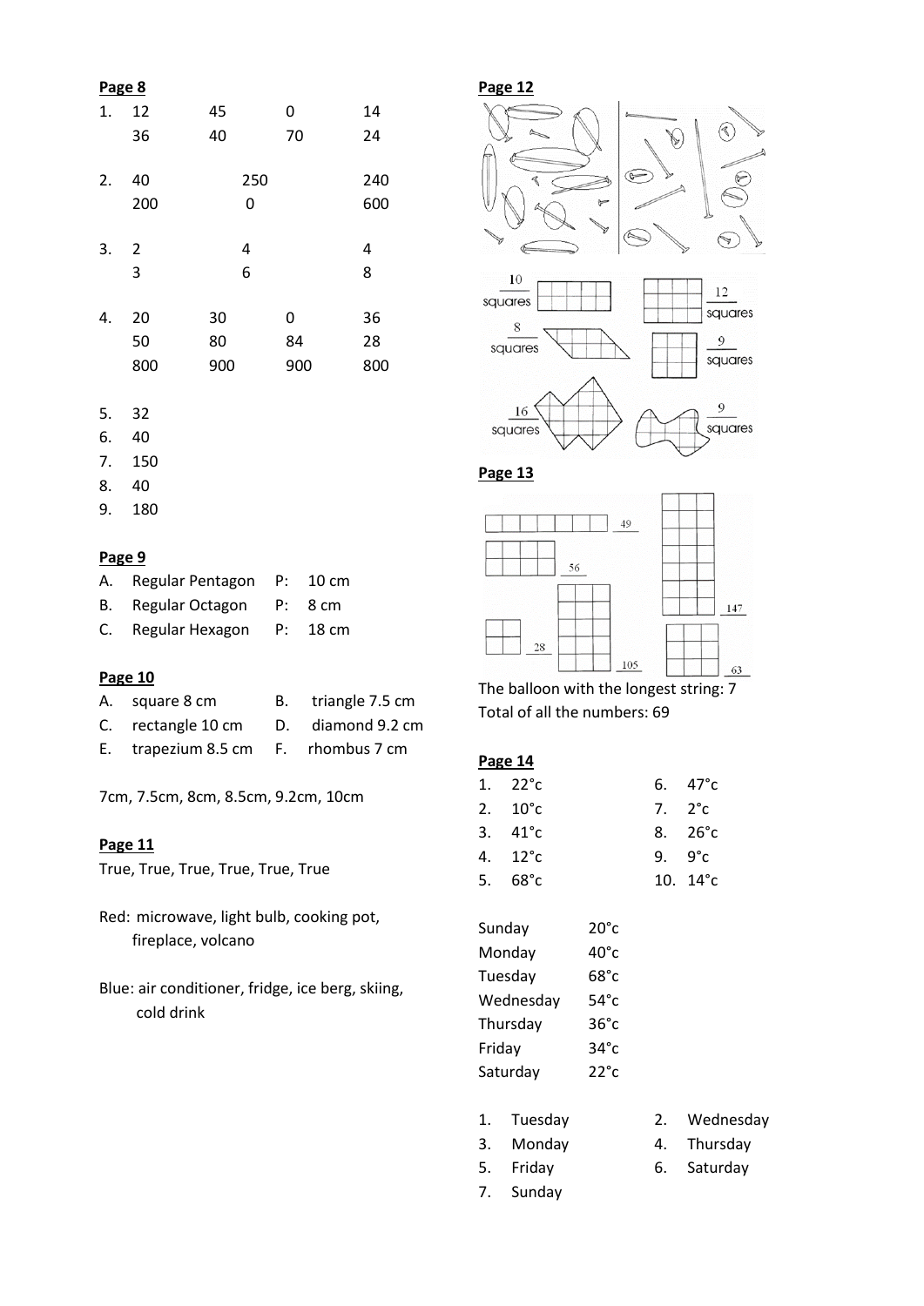**Page 8**

1.
| 12 | 45 | 0 | 14 |
|---|---|---|---|
| 36 | 40 | 70 | 24 |

2.
| 40 | 250 | 240 |
|---|---|---|
| 200 | 0 | 600 |

3.
| 2 | 4 | 4 |
|---|---|---|
| 3 | 6 | 8 |

4.
| 20 | 30 | 0 | 36 |
|---|---|---|---|
| 50 | 80 | 84 | 28 |
| 800 | 900 | 900 | 800 |

5. 32
6. 40
7. 150
8. 40
9. 180

**Page 9**

A. Regular Pentagon P: 10 cm
B. Regular Octagon P: 8 cm
C. Regular Hexagon P: 18 cm

**Page 10**

A. square 8 cm
B. triangle 7.5 cm
C. rectangle 10 cm
D. diamond 9.2 cm
E. trapezium 8.5 cm
F. rhombus 7 cm

7cm, 7.5cm, 8cm, 8.5cm, 9.2cm, 10cm

**Page 11**

True, True, True, True, True, True

Red: microwave, light bulb, cooking pot, fireplace, volcano

Blue: air conditioner, fridge, ice berg, skiing, cold drink

**Page 12**

10 squares
12 squares
8 squares
9 squares
16 squares
9 squares

**Page 13**

49
56
147
28
105
63

The balloon with the longest string: 7
Total of all the numbers: 69

**Page 14**

1. 22°c
2. 10°c
3. 41°c
4. 12°c
5. 68°c
6. 47°c
7. 2°c
8. 26°c
9. 9°c
10. 14°c

| Sunday | 20°c |
|---|---|
| Monday | 40°c |
| Tuesday | 68°c |
| Wednesday | 54°c |
| Thursday | 36°c |
| Friday | 34°c |
| Saturday | 22°c |

1. Tuesday
2. Wednesday
3. Monday
4. Thursday
5. Friday
6. Saturday
7. Sunday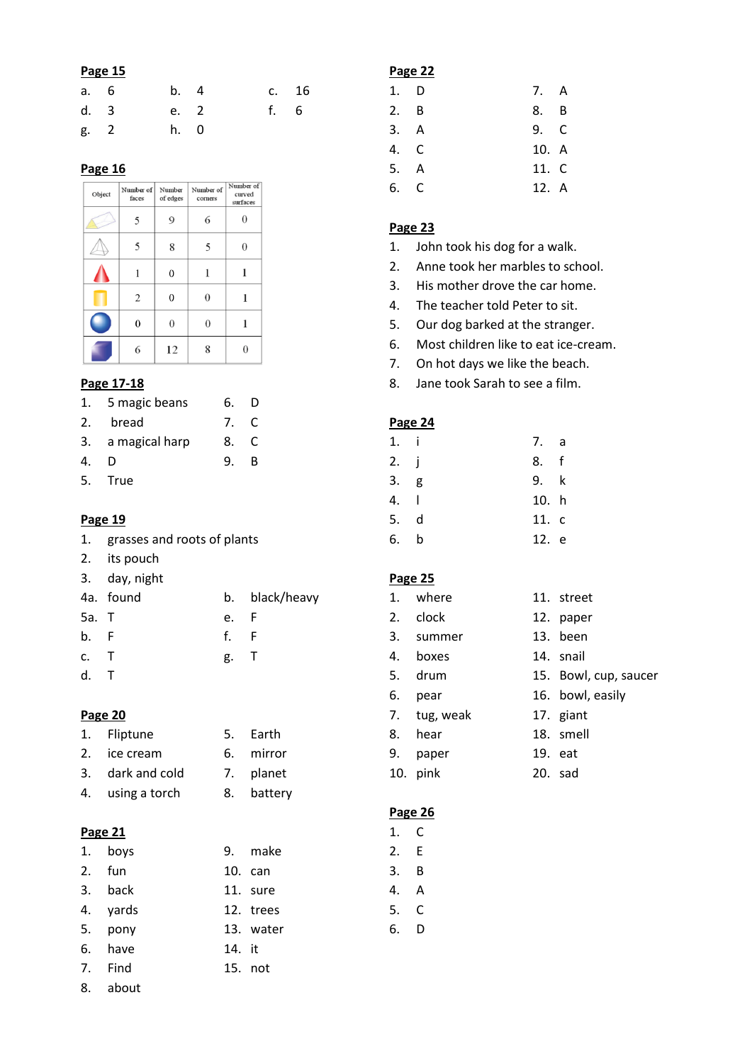**Page 15**

a. 6 b. 4 c. 16
d. 3 e. 2 f. 6
g. 2 h. 0

**Page 16**

| Object | Number of faces | Number of edges | Number of corners | Number of curved surfaces |
|---|---|---|---|---|
| | 5 | 9 | 6 | 0 |
| | 5 | 8 | 5 | 0 |
| | 1 | 0 | 1 | 1 |
| | 2 | 0 | 0 | 1 |
| | 0 | 0 | 0 | 1 |
| | 6 | 12 | 8 | 0 |

**Page 17-18**

1. 5 magic beans
2. bread
3. a magical harp
4. D
5. True
6. D
7. C
8. C
9. B

**Page 19**

1. grasses and roots of plants
2. its pouch
3. day, night

4a. found
b. black/heavy

5a. T
b. F
c. T
d. T
e. F
f. F
g. T

**Page 20**

1. Fliptune
2. ice cream
3. dark and cold
4. using a torch
5. Earth
6. mirror
7. planet
8. battery

**Page 21**

1. boys
2. fun
3. back
4. yards
5. pony
6. have
7. Find
8. about
9. make
10. can
11. sure
12. trees
13. water
14. it
15. not

**Page 22**

1. D
2. B
3. A
4. C
5. A
6. C
7. A
8. B
9. C
10. A
11. C
12. A

**Page 23**

1. John took his dog for a walk.
2. Anne took her marbles to school.
3. His mother drove the car home.
4. The teacher told Peter to sit.
5. Our dog barked at the stranger.
6. Most children like to eat ice-cream.
7. On hot days we like the beach.
8. Jane took Sarah to see a film.

**Page 24**

1. i
2. j
3. g
4. l
5. d
6. b
7. a
8. f
9. k
10. h
11. c
12. e

**Page 25**

1. where
2. clock
3. summer
4. boxes
5. drum
6. pear
7. tug, weak
8. hear
9. paper
10. pink
11. street
12. paper
13. been
14. snail
15. Bowl, cup, saucer
16. bowl, easily
17. giant
18. smell
19. eat
20. sad

**Page 26**

1. C
2. E
3. B
4. A
5. C
6. D